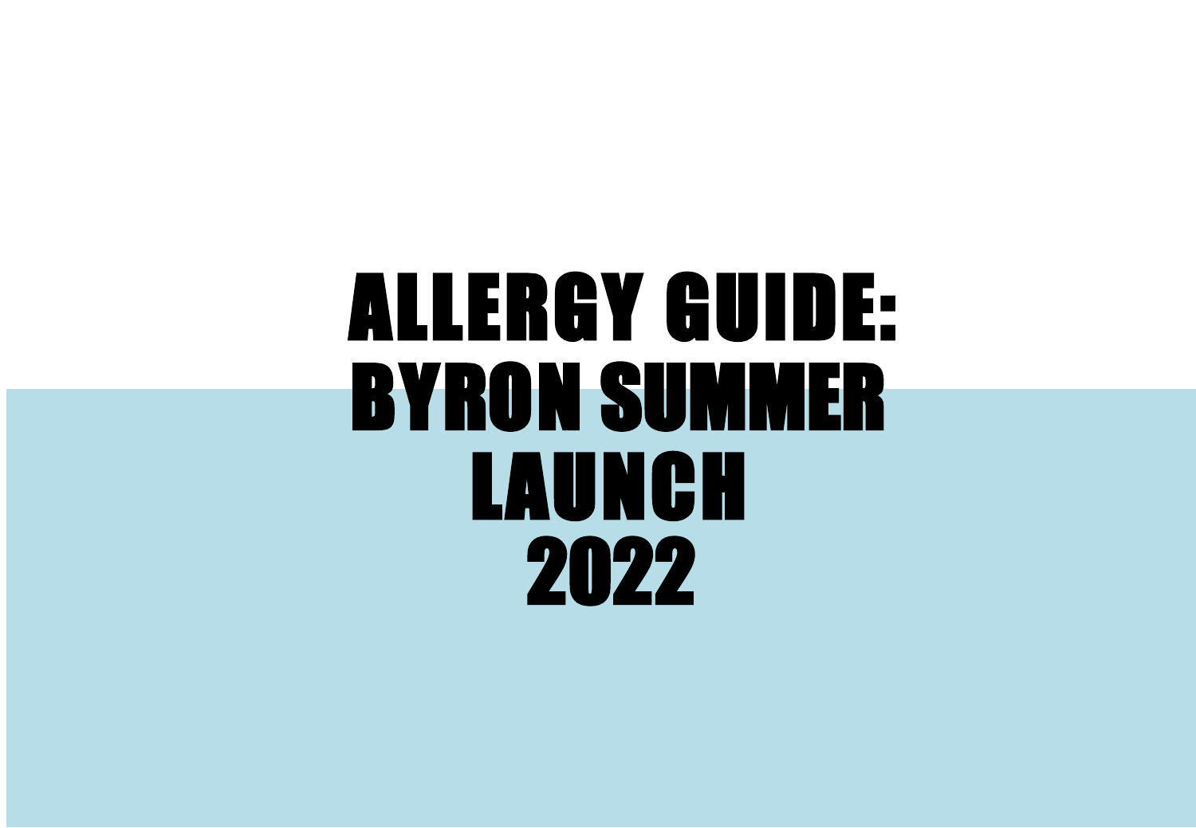# ALLERGY GUIDE: BYRON SUMMER LAUNCH 2022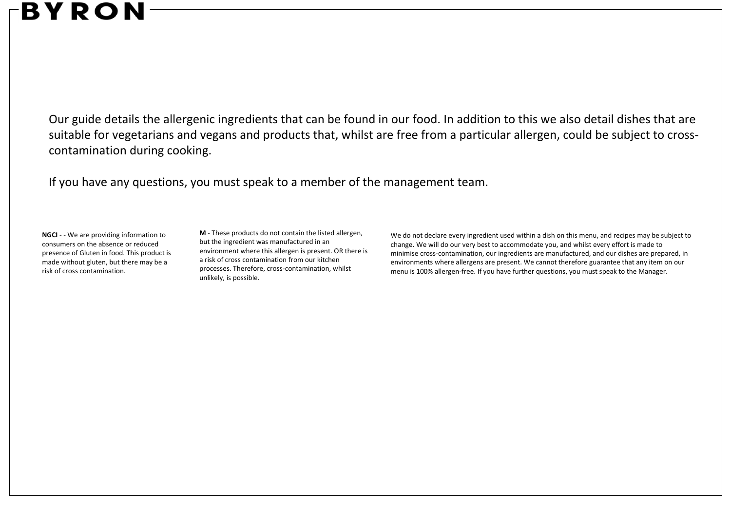# BYRON

Our guide details the allergenic ingredients that can be found in our food. In addition to this we also detail dishes that are suitable for vegetarians and vegans and products that, whilst are free from a particular allergen, could be subject to cross-contamination during cooking.

If you have any questions, you must speak to a member of the management team.

**NGCI** - - We are providing information to consumers on the absence or reduced presence of Gluten in food. This product is made without gluten, but there may be a risk of cross contamination.

**M** - These products do not contain the listed allergen, but the ingredient was manufactured in an environment where this allergen is present. OR there is a risk of cross contamination from our kitchen processes. Therefore, cross-contamination, whilst unlikely, is possible.

We do not declare every ingredient used within a dish on this menu, and recipes may be subject to change. We will do our very best to accommodate you, and whilst every effort is made to minimise cross-contamination, our ingredients are manufactured, and our dishes are prepared, in environments where allergens are present. We cannot therefore guarantee that any item on our menu is 100% allergen-free. If you have further questions, you must speak to the Manager.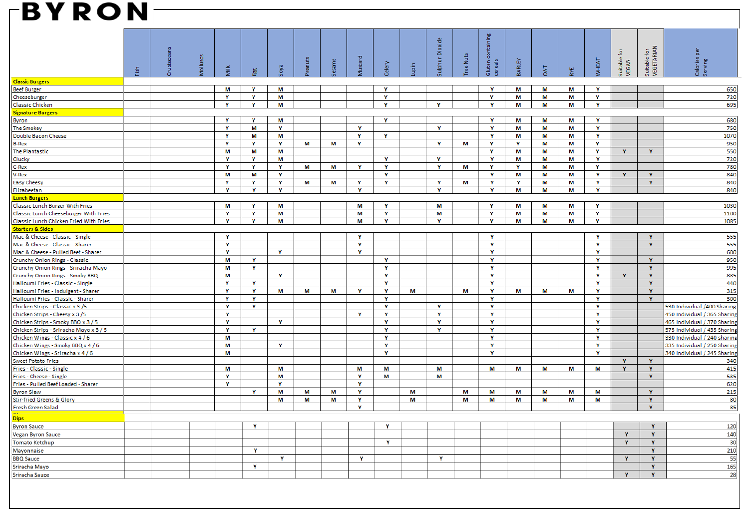# BYRON

| | Fish | Crustaceans | Molluscs | Milk | Egg | Soya | Peanuts | Sesame | Mustard | Celery | Lupin | Sulphur Dioxide | Tree Nuts | Gluten containing cereals | BARLEY | OAT | RYE | WHEAT | Suitable for VEGAN | Suitable for VEGETARIAN | Calories per Serving |
|---|---|---|---|---|---|---|---|---|---|---|---|---|---|---|---|---|---|---|---|---|---|
| **Classic Burgers** | | | | | | | | | | | | | | | | | | | | | |
| Beef Burger | | | | M | Y | M | | | | Y | | | | Y | M | M | M | Y | | | 650 |
| Cheeseburger | | | | Y | Y | M | | | | Y | | | | Y | M | M | M | Y | | | 720 |
| Classic Chicken | | | | Y | Y | M | | | | Y | | Y | | Y | M | M | M | Y | | | 695 |
| **Signature Burgers** | | | | | | | | | | | | | | | | | | | | | |
| Byron | | | | Y | Y | M | | | | Y | | | | Y | M | M | M | Y | | | 680 |
| The Smokey | | | | Y | M | Y | | | Y | | | Y | | Y | M | M | M | Y | | | 750 |
| Double Bacon Cheese | | | | Y | M | M | | | Y | Y | | | | Y | M | M | M | Y | | | 1070 |
| B-Rex | | | | Y | Y | Y | M | M | Y | | | Y | M | Y | Y | M | M | Y | | | 950 |
| The Plantastic | | | | M | M | M | | | | | | | | Y | M | M | M | Y | Y | Y | 550 |
| Clucky | | | | Y | Y | M | | | | Y | | Y | | Y | M | M | M | Y | | | 720 |
| C-Rex | | | | Y | Y | Y | M | M | Y | Y | | Y | M | Y | Y | M | M | Y | | | 780 |
| V-Rex | | | | M | M | Y | | | | Y | | | | Y | M | M | M | Y | Y | Y | 840 |
| Easy Cheesy | | | | Y | Y | Y | M | M | Y | Y | | Y | M | Y | Y | M | M | Y | | Y | 840 |
| Elizabeefan | | | | Y | Y | Y | | | Y | | | Y | | Y | M | M | M | Y | | | 840 |
| **Lunch Burgers** | | | | | | | | | | | | | | | | | | | | | |
| Classic Lunch Burger With Fries | | | | M | Y | M | | | M | Y | | M | | Y | M | M | M | Y | | | 1030 |
| Classic Lunch Cheeseburger With Fries | | | | Y | Y | M | | | M | Y | | M | | Y | M | M | M | Y | | | 1100 |
| Classic Lunch Chicken Fried With Fries | | | | Y | Y | M | | | M | Y | | Y | | Y | M | M | M | Y | | | 1085 |
| **Starters & Sides** | | | | | | | | | | | | | | | | | | | | | |
| Mac & Cheese - Classic - Single | | | | Y | | | | | Y | | | | | Y | | | | Y | | Y | 555 |
| Mac & Cheese - Classic - Sharer | | | | Y | | | | | Y | | | | | Y | | | | Y | | Y | 555 |
| Mac & Cheese - Pulled Beef - Sharer | | | | Y | | Y | | | Y | | | | | Y | | | | Y | | | 600 |
| Crunchy Onion Rings - Classic | | | | M | Y | | | | | Y | | | | Y | | | | Y | | Y | 950 |
| Crunchy Onion Rings - Sriracha Mayo | | | | M | Y | | | | | Y | | | | Y | | | | Y | | Y | 995 |
| Crunchy Onion Rings - Smoky BBQ | | | | M | | Y | | | | Y | | | | Y | | | | Y | Y | Y | 885 |
| Halloumi Fries - Classic - Single | | | | Y | Y | | | | | Y | | | | Y | | | | Y | | Y | 440 |
| Halloumi Fries - Indulgent - Sharer | | | | Y | Y | M | M | M | Y | Y | M | | M | Y | M | M | M | Y | | Y | 315 |
| Halloumi Fries - Classic - Sharer | | | | Y | Y | | | | | Y | | | | Y | | | | Y | | Y | 300 |
| Chicken Strips - Classic x 3 /5 | | | | Y | Y | | | | | Y | | Y | | Y | | | | Y | | | 530 Individual /400 Sharing |
| Chicken Strips - Cheesy x 3 /5 | | | | Y | | | | | Y | Y | | Y | | Y | | | | Y | | | 450 Individual / 365 Sharing |
| Chicken Strips - Smoky BBQ x 3 / 5 | | | | Y | | Y | | | | Y | | Y | | Y | | | | Y | | | 465 Individual / 370 Sharing |
| Chicken Strips - Sriracha Mayo x 3 / 5 | | | | Y | Y | | | | | Y | | Y | | Y | | | | Y | | | 575 Individual / 435 Sharing |
| Chicken Wings - Classic x 4 / 6 | | | | M | | | | | | Y | | | | Y | | | | Y | | | 330 Individual / 240 sharing |
| Chicken Wings - Smoky BBQ x 4 / 6 | | | | M | | Y | | | | Y | | | | Y | | | | Y | | | 335 Individual / 250 Sharing |
| Chicken Wings - Sriracha x 4 / 6 | | | | M | | | | | | Y | | | | Y | | | | Y | | | 340 Individual / 245 Sharing |
| Sweet Potato Fries | | | | | | | | | | | | | | | | | | | Y | Y | 340 |
| Fries - Classic - Single | | | | M | | M | | | M | M | | M | | M | M | M | M | M | Y | Y | 415 |
| Fries - Cheese - Single | | | | Y | | M | | | Y | M | | M | | | | | | | | Y | 535 |
| Fries - Pulled Beef Loaded - Sharer | | | | Y | | Y | | | Y | | | | | | | | | | | | 620 |
| Byron Slaw | | | | | Y | M | M | M | Y | | M | | M | M | M | M | M | M | | Y | 215 |
| Stir-fried Greens & Glory | | | | | | M | M | M | Y | | M | | M | M | M | M | M | M | | Y | 80 |
| Fresh Green Salad | | | | | | | | | Y | | | | | | | | | | | Y | 85 |
| **Dips** | | | | | | | | | | | | | | | | | | | | | |
| Byron Sauce | | | | | Y | | | | | Y | | | | | | | | | | Y | 120 |
| Vegan Byron Sauce | | | | | | | | | | | | | | | | | | | Y | Y | 140 |
| Tomato Ketchup | | | | | | | | | | Y | | | | | | | | | Y | Y | 30 |
| Mayonnaise | | | | | Y | | | | | | | | | | | | | | | Y | 210 |
| BBQ Sauce | | | | | | Y | | | Y | | | Y | | | | | | | Y | Y | 55 |
| Sriracha Mayo | | | | | Y | | | | | | | | | | | | | | | Y | 165 |
| Sriracha Sauce | | | | | | | | | | | | | | | | | | | Y | Y | 28 |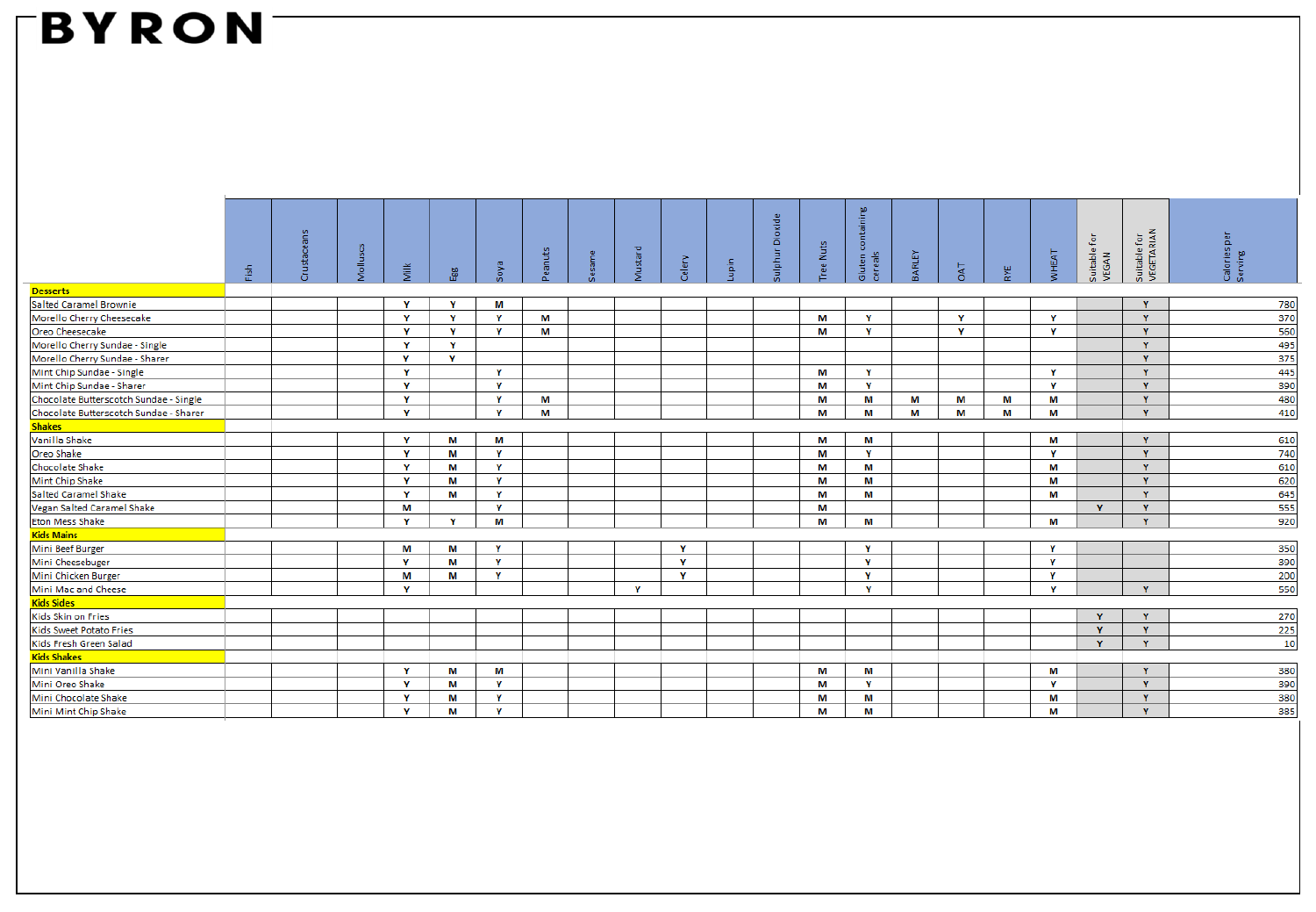# BYRON

| | Fish | Crustaceans | Molluscs | Milk | Egg | Soya | Peanuts | Sesame | Mustard | Celery | Lupin | Sulphur Dioxide | Tree Nuts | Gluten containing cereals | BARLEY | OAT | RYE | WHEAT | Suitable for VEGAN | Suitable for VEGETARIAN | Calories per Serving |
|---|---|---|---|---|---|---|---|---|---|---|---|---|---|---|---|---|---|---|---|---|---|
| **Desserts** | | | | | | | | | | | | | | | | | | | | | |
| Salted Caramel Brownie | | | | Y | Y | M | | | | | | | | | | | | | | Y | 780 |
| Morello Cherry Cheesecake | | | | Y | Y | Y | M | | | | | | M | Y | | Y | | Y | | Y | 370 |
| Oreo Cheesecake | | | | Y | Y | Y | M | | | | | | M | Y | | Y | | Y | | Y | 560 |
| Morello Cherry Sundae - Single | | | | Y | Y | | | | | | | | | | | | | | | Y | 495 |
| Morello Cherry Sundae - Sharer | | | | Y | Y | | | | | | | | | | | | | | | Y | 375 |
| Mint Chip Sundae - Single | | | | Y | | Y | | | | | | | M | Y | | | | Y | | Y | 445 |
| Mint Chip Sundae - Sharer | | | | Y | | Y | | | | | | | M | Y | | | | Y | | Y | 390 |
| Chocolate Butterscotch Sundae - Single | | | | Y | | Y | M | | | | | | M | M | M | M | M | M | | Y | 480 |
| Chocolate Butterscotch Sundae - Sharer | | | | Y | | Y | M | | | | | | M | M | M | M | M | M | | Y | 410 |
| **Shakes** | | | | | | | | | | | | | | | | | | | | | |
| Vanilla Shake | | | | Y | M | M | | | | | | | M | M | | | | M | | Y | 610 |
| Oreo Shake | | | | Y | M | Y | | | | | | | M | Y | | | | Y | | Y | 740 |
| Chocolate Shake | | | | Y | M | Y | | | | | | | M | M | | | | M | | Y | 610 |
| Mint Chip Shake | | | | Y | M | Y | | | | | | | M | M | | | | M | | Y | 620 |
| Salted Caramel Shake | | | | Y | M | Y | | | | | | | M | M | | | | M | | Y | 645 |
| Vegan Salted Caramel Shake | | | | M | | Y | | | | | | | M | | | | | | Y | Y | 555 |
| Eton Mess Shake | | | | Y | Y | M | | | | | | | M | M | | | | M | | Y | 920 |
| **Kids Mains** | | | | | | | | | | | | | | | | | | | | | |
| Mini Beef Burger | | | | M | M | Y | | | | Y | | | | Y | | | | Y | | | 350 |
| Mini Cheesebuger | | | | Y | M | Y | | | | Y | | | | Y | | | | Y | | | 390 |
| Mini Chicken Burger | | | | M | M | Y | | | | Y | | | | Y | | | | Y | | | 200 |
| Mini Mac and Cheese | | | | Y | | | | | Y | | | | | Y | | | | Y | | Y | 550 |
| **Kids Sides** | | | | | | | | | | | | | | | | | | | | | |
| Kids Skin on Fries | | | | | | | | | | | | | | | | | | | Y | Y | 270 |
| Kids Sweet Potato Fries | | | | | | | | | | | | | | | | | | | Y | Y | 225 |
| Kids Fresh Green Salad | | | | | | | | | | | | | | | | | | | Y | Y | 10 |
| **Kids Shakes** | | | | | | | | | | | | | | | | | | | | | |
| Mini Vanilla Shake | | | | Y | M | M | | | | | | | M | M | | | | M | | Y | 380 |
| Mini Oreo Shake | | | | Y | M | Y | | | | | | | M | Y | | | | Y | | Y | 390 |
| Mini Chocolate Shake | | | | Y | M | Y | | | | | | | M | M | | | | M | | Y | 380 |
| Mini Mint Chip Shake | | | | Y | M | Y | | | | | | | M | M | | | | M | | Y | 385 |